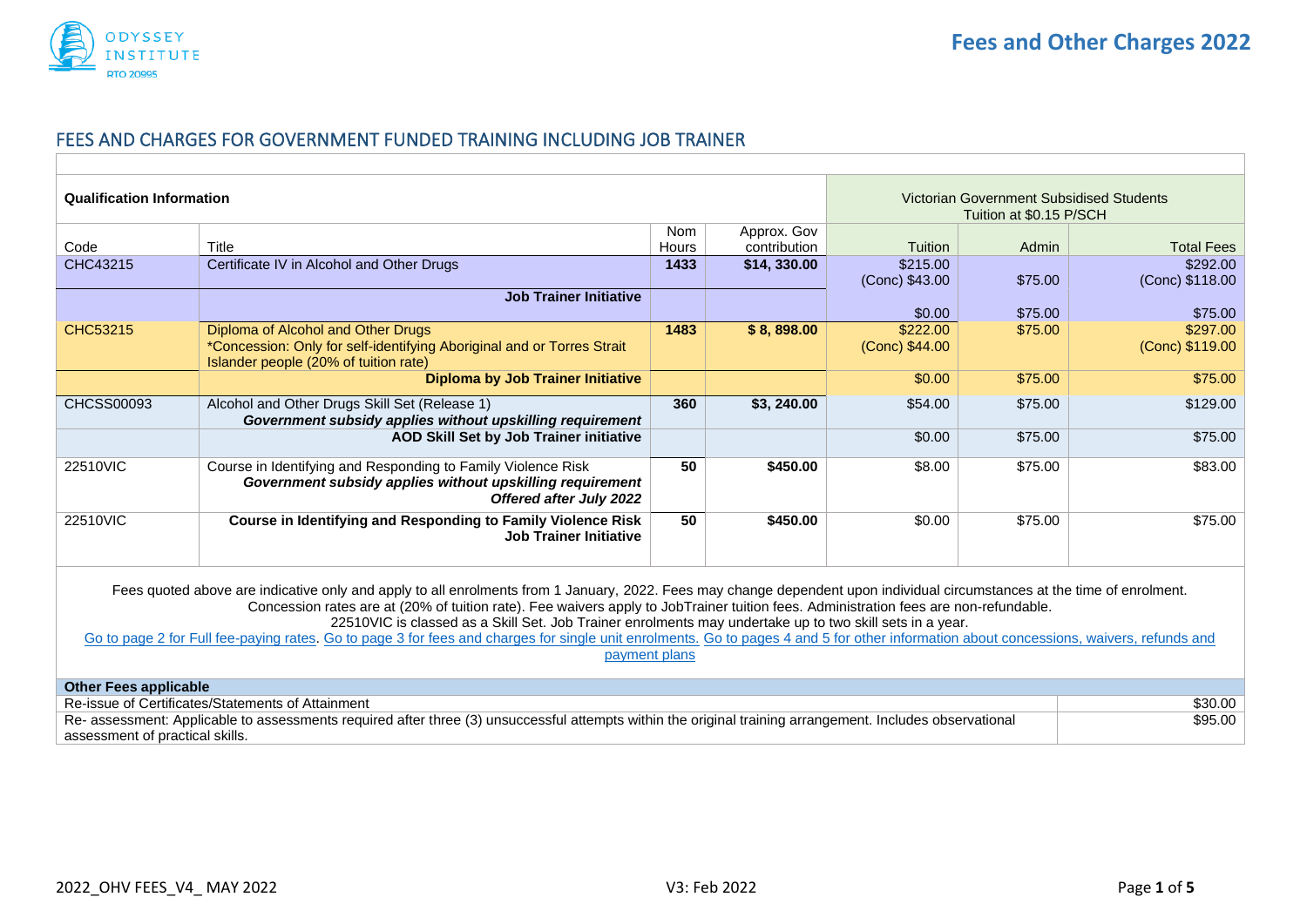## Fees and Other Charges 2022

## FEES AND CHARGES FOR GOVERNMENT FUNDED TRAINING INCLUDING JOB TRAINER

| **Qualification Information** | | | | Victorian Government Subsidised Students Tuition at $0.15 P/SCH | | |
|---|---|---|---|---|---|---|
| Code | Title | Nom Hours | Approx. Gov contribution | Tuition | Admin | Total Fees |
| CHC43215 | Certificate IV in Alcohol and Other Drugs | **1433** | **$14, 330.00** | $215.00 (Conc) $43.00 | $75.00 | $292.00 (Conc) $118.00 |
| | **Job Trainer Initiative** | | | $0.00 | $75.00 | $75.00 |
| CHC53215 | Diploma of Alcohol and Other Drugs *Concession: Only for self-identifying Aboriginal and or Torres Strait Islander people (20% of tuition rate) | **1483** | **$ 8, 898.00** | $222.00 (Conc) $44.00 | $75.00 | $297.00 (Conc) $119.00 |
| | **Diploma by Job Trainer Initiative** | | | $0.00 | $75.00 | $75.00 |
| CHCSS00093 | Alcohol and Other Drugs Skill Set (Release 1) ***Government subsidy applies without upskilling requirement*** | **360** | **$3, 240.00** | $54.00 | $75.00 | $129.00 |
| | **AOD Skill Set by Job Trainer initiative** | | | $0.00 | $75.00 | $75.00 |
| 22510VIC | Course in Identifying and Responding to Family Violence Risk ***Government subsidy applies without upskilling requirement*** ***Offered after July 2022*** | **50** | **$450.00** | $8.00 | $75.00 | $83.00 |
| 22510VIC | **Course in Identifying and Responding to Family Violence Risk Job Trainer Initiative** | **50** | **$450.00** | $0.00 | $75.00 | $75.00 |

Fees quoted above are indicative only and apply to all enrolments from 1 January, 2022. Fees may change dependent upon individual circumstances at the time of enrolment. Concession rates are at (20% of tuition rate). Fee waivers apply to JobTrainer tuition fees. Administration fees are non-refundable.
22510VIC is classed as a Skill Set. Job Trainer enrolments may undertake up to two skill sets in a year.
Go to page 2 for Full fee-paying rates. Go to page 3 for fees and charges for single unit enrolments. Go to pages 4 and 5 for other information about concessions, waivers, refunds and payment plans

| **Other Fees applicable** | |
|---|---|
| Re-issue of Certificates/Statements of Attainment | $30.00 |
| Re- assessment: Applicable to assessments required after three (3) unsuccessful attempts within the original training arrangement. Includes observational assessment of practical skills. | $95.00 |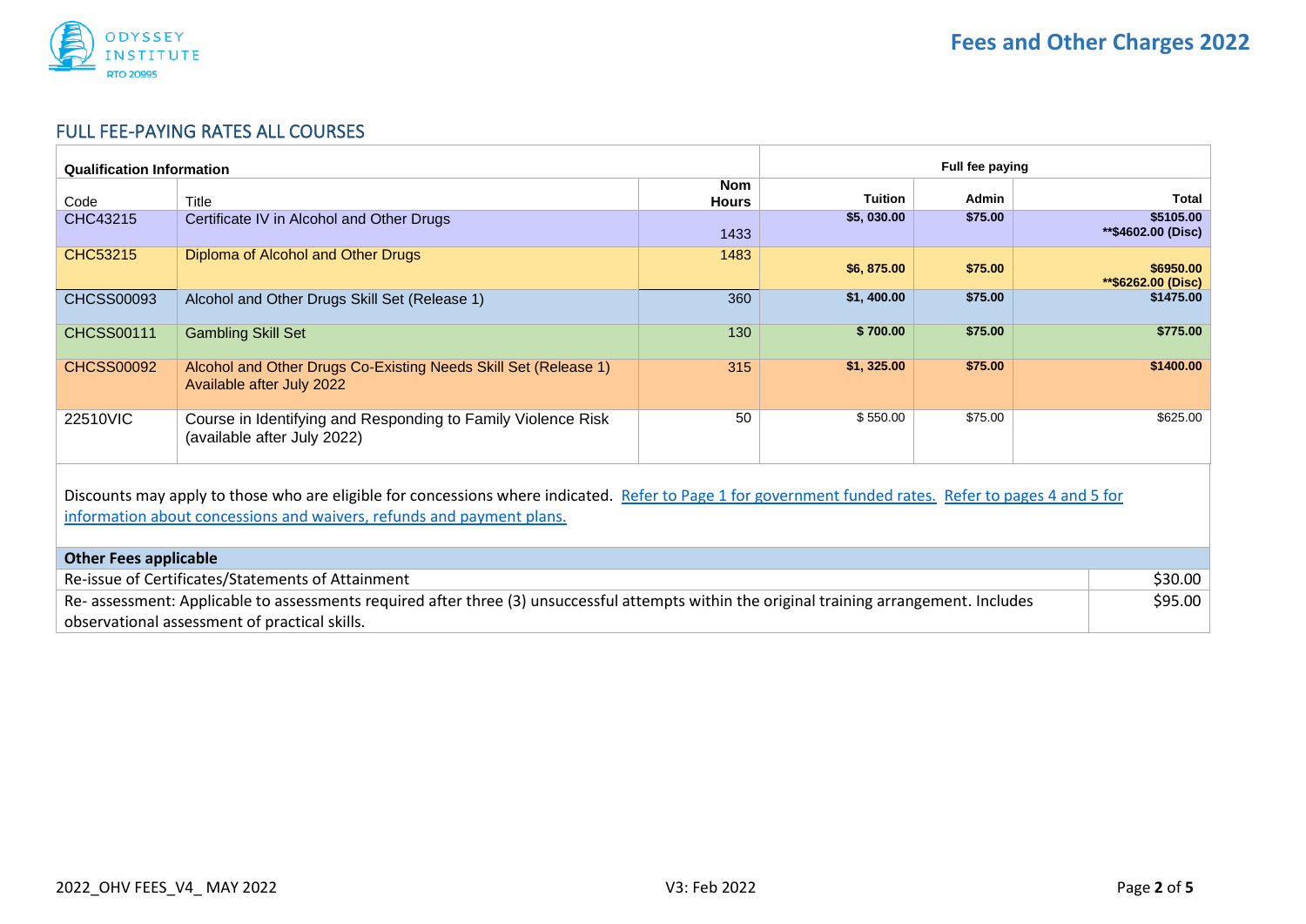## FULL FEE-PAYING RATES ALL COURSES

| Qualification Information | | | Full fee paying | | |
|---|---|---|---|---|---|
| Code | Title | Nom Hours | Tuition | Admin | Total |
| CHC43215 | Certificate IV in Alcohol and Other Drugs | 1433 | **$5, 030.00** | **$75.00** | **$5105.00**<br>**\*\*$4602.00 (Disc)** |
| CHC53215 | Diploma of Alcohol and Other Drugs | 1483 | **$6, 875.00** | **$75.00** | **$6950.00**<br>**\*\*$6262.00 (Disc)** |
| CHCSS00093 | Alcohol and Other Drugs Skill Set (Release 1) | 360 | **$1, 400.00** | **$75.00** | **$1475.00** |
| CHCSS00111 | Gambling Skill Set | 130 | **$ 700.00** | **$75.00** | **$775.00** |
| CHCSS00092 | Alcohol and Other Drugs Co-Existing Needs Skill Set (Release 1) Available after July 2022 | 315 | **$1, 325.00** | **$75.00** | **$1400.00** |
| 22510VIC | Course in Identifying and Responding to Family Violence Risk (available after July 2022) | 50 | $ 550.00 | $75.00 | $625.00 |

Discounts may apply to those who are eligible for concessions where indicated. Refer to Page 1 for government funded rates. Refer to pages 4 and 5 for information about concessions and waivers, refunds and payment plans.

| Other Fees applicable | |
|---|---|
| Re-issue of Certificates/Statements of Attainment | $30.00 |
| Re- assessment: Applicable to assessments required after three (3) unsuccessful attempts within the original training arrangement. Includes observational assessment of practical skills. | $95.00 |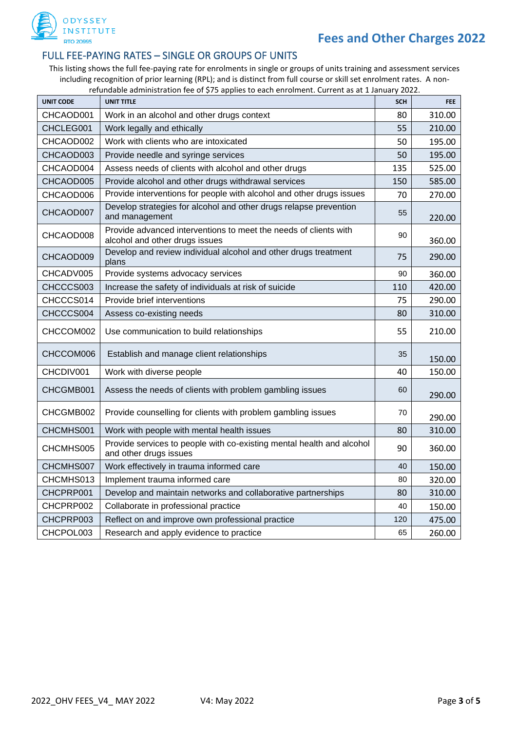## FULL FEE-PAYING RATES – SINGLE OR GROUPS OF UNITS

This listing shows the full fee-paying rate for enrolments in single or groups of units training and assessment services including recognition of prior learning (RPL); and is distinct from full course or skill set enrolment rates. A non-refundable administration fee of $75 applies to each enrolment. Current as at 1 January 2022.

| UNIT CODE | UNIT TITLE | SCH | FEE |
|---|---|---|---|
| CHCAOD001 | Work in an alcohol and other drugs context | 80 | 310.00 |
| CHCLEG001 | Work legally and ethically | 55 | 210.00 |
| CHCAOD002 | Work with clients who are intoxicated | 50 | 195.00 |
| CHCAOD003 | Provide needle and syringe services | 50 | 195.00 |
| CHCAOD004 | Assess needs of clients with alcohol and other drugs | 135 | 525.00 |
| CHCAOD005 | Provide alcohol and other drugs withdrawal services | 150 | 585.00 |
| CHCAOD006 | Provide interventions for people with alcohol and other drugs issues | 70 | 270.00 |
| CHCAOD007 | Develop strategies for alcohol and other drugs relapse prevention and management | 55 | 220.00 |
| CHCAOD008 | Provide advanced interventions to meet the needs of clients with alcohol and other drugs issues | 90 | 360.00 |
| CHCAOD009 | Develop and review individual alcohol and other drugs treatment plans | 75 | 290.00 |
| CHCADV005 | Provide systems advocacy services | 90 | 360.00 |
| CHCCCS003 | Increase the safety of individuals at risk of suicide | 110 | 420.00 |
| CHCCCS014 | Provide brief interventions | 75 | 290.00 |
| CHCCCS004 | Assess co-existing needs | 80 | 310.00 |
| CHCCOM002 | Use communication to build relationships | 55 | 210.00 |
| CHCCOM006 | Establish and manage client relationships | 35 | 150.00 |
| CHCDIV001 | Work with diverse people | 40 | 150.00 |
| CHCGMB001 | Assess the needs of clients with problem gambling issues | 60 | 290.00 |
| CHCGMB002 | Provide counselling for clients with problem gambling issues | 70 | 290.00 |
| CHCMHS001 | Work with people with mental health issues | 80 | 310.00 |
| CHCMHS005 | Provide services to people with co-existing mental health and alcohol and other drugs issues | 90 | 360.00 |
| CHCMHS007 | Work effectively in trauma informed care | 40 | 150.00 |
| CHCMHS013 | Implement trauma informed care | 80 | 320.00 |
| CHCPRP001 | Develop and maintain networks and collaborative partnerships | 80 | 310.00 |
| CHCPRP002 | Collaborate in professional practice | 40 | 150.00 |
| CHCPRP003 | Reflect on and improve own professional practice | 120 | 475.00 |
| CHCPOL003 | Research and apply evidence to practice | 65 | 260.00 |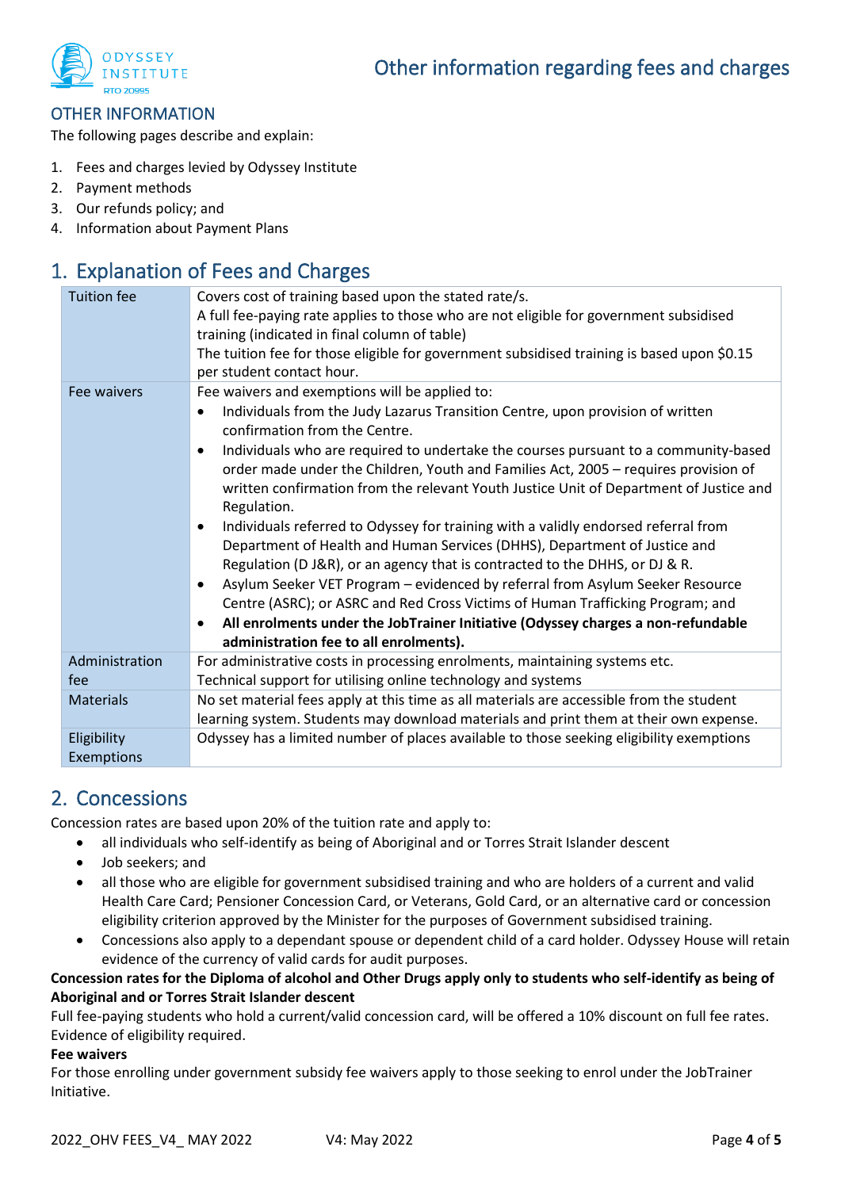## OTHER INFORMATION

The following pages describe and explain:

1. Fees and charges levied by Odyssey Institute
2. Payment methods
3. Our refunds policy; and
4. Information about Payment Plans

## 1. Explanation of Fees and Charges

| | |
|---|---|
| Tuition fee | Covers cost of training based upon the stated rate/s.<br>A full fee-paying rate applies to those who are not eligible for government subsidised training (indicated in final column of table)<br>The tuition fee for those eligible for government subsidised training is based upon $0.15 per student contact hour. |
| Fee waivers | Fee waivers and exemptions will be applied to:<br>• Individuals from the Judy Lazarus Transition Centre, upon provision of written confirmation from the Centre.<br>• Individuals who are required to undertake the courses pursuant to a community-based order made under the Children, Youth and Families Act, 2005 – requires provision of written confirmation from the relevant Youth Justice Unit of Department of Justice and Regulation.<br>• Individuals referred to Odyssey for training with a validly endorsed referral from Department of Health and Human Services (DHHS), Department of Justice and Regulation (D J&R), or an agency that is contracted to the DHHS, or DJ & R.<br>• Asylum Seeker VET Program – evidenced by referral from Asylum Seeker Resource Centre (ASRC); or ASRC and Red Cross Victims of Human Trafficking Program; and<br>• **All enrolments under the JobTrainer Initiative (Odyssey charges a non-refundable administration fee to all enrolments).** |
| Administration fee | For administrative costs in processing enrolments, maintaining systems etc.<br>Technical support for utilising online technology and systems |
| Materials | No set material fees apply at this time as all materials are accessible from the student learning system. Students may download materials and print them at their own expense. |
| Eligibility Exemptions | Odyssey has a limited number of places available to those seeking eligibility exemptions |

## 2. Concessions

Concession rates are based upon 20% of the tuition rate and apply to:

- all individuals who self-identify as being of Aboriginal and or Torres Strait Islander descent
- Job seekers; and
- all those who are eligible for government subsidised training and who are holders of a current and valid Health Care Card; Pensioner Concession Card, or Veterans, Gold Card, or an alternative card or concession eligibility criterion approved by the Minister for the purposes of Government subsidised training.
- Concessions also apply to a dependant spouse or dependent child of a card holder. Odyssey House will retain evidence of the currency of valid cards for audit purposes.

**Concession rates for the Diploma of alcohol and Other Drugs apply only to students who self-identify as being of Aboriginal and or Torres Strait Islander descent**

Full fee-paying students who hold a current/valid concession card, will be offered a 10% discount on full fee rates. Evidence of eligibility required.

**Fee waivers**

For those enrolling under government subsidy fee waivers apply to those seeking to enrol under the JobTrainer Initiative.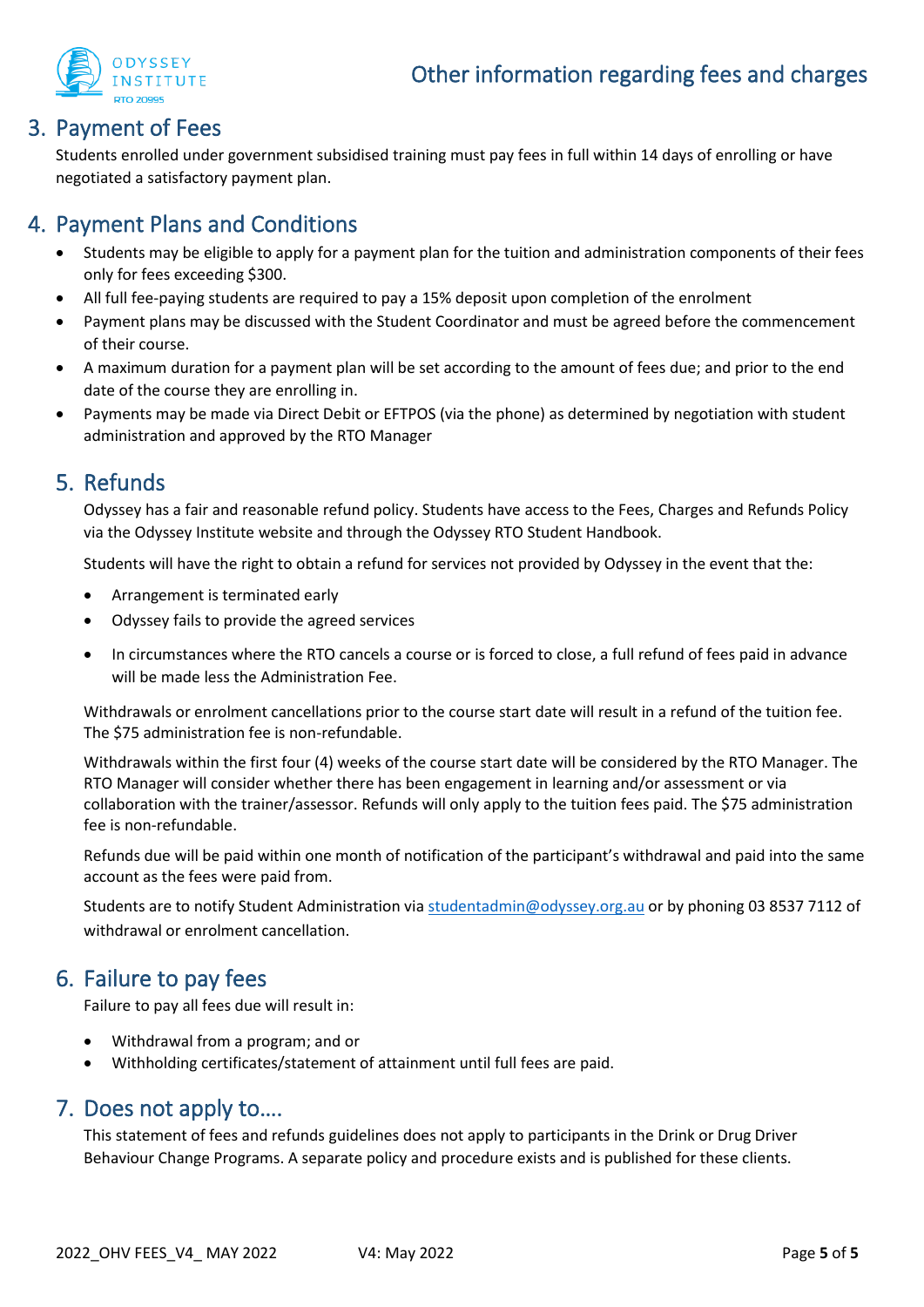## 3. Payment of Fees

Students enrolled under government subsidised training must pay fees in full within 14 days of enrolling or have negotiated a satisfactory payment plan.

## 4. Payment Plans and Conditions

- Students may be eligible to apply for a payment plan for the tuition and administration components of their fees only for fees exceeding $300.
- All full fee-paying students are required to pay a 15% deposit upon completion of the enrolment
- Payment plans may be discussed with the Student Coordinator and must be agreed before the commencement of their course.
- A maximum duration for a payment plan will be set according to the amount of fees due; and prior to the end date of the course they are enrolling in.
- Payments may be made via Direct Debit or EFTPOS (via the phone) as determined by negotiation with student administration and approved by the RTO Manager

## 5. Refunds

Odyssey has a fair and reasonable refund policy. Students have access to the Fees, Charges and Refunds Policy via the Odyssey Institute website and through the Odyssey RTO Student Handbook.

Students will have the right to obtain a refund for services not provided by Odyssey in the event that the:

- Arrangement is terminated early
- Odyssey fails to provide the agreed services
- In circumstances where the RTO cancels a course or is forced to close, a full refund of fees paid in advance will be made less the Administration Fee.

Withdrawals or enrolment cancellations prior to the course start date will result in a refund of the tuition fee. The $75 administration fee is non-refundable.

Withdrawals within the first four (4) weeks of the course start date will be considered by the RTO Manager. The RTO Manager will consider whether there has been engagement in learning and/or assessment or via collaboration with the trainer/assessor. Refunds will only apply to the tuition fees paid. The $75 administration fee is non-refundable.

Refunds due will be paid within one month of notification of the participant's withdrawal and paid into the same account as the fees were paid from.

Students are to notify Student Administration via studentadmin@odyssey.org.au or by phoning 03 8537 7112 of withdrawal or enrolment cancellation.

## 6. Failure to pay fees

Failure to pay all fees due will result in:

- Withdrawal from a program; and or
- Withholding certificates/statement of attainment until full fees are paid.

## 7. Does not apply to….

This statement of fees and refunds guidelines does not apply to participants in the Drink or Drug Driver Behaviour Change Programs. A separate policy and procedure exists and is published for these clients.